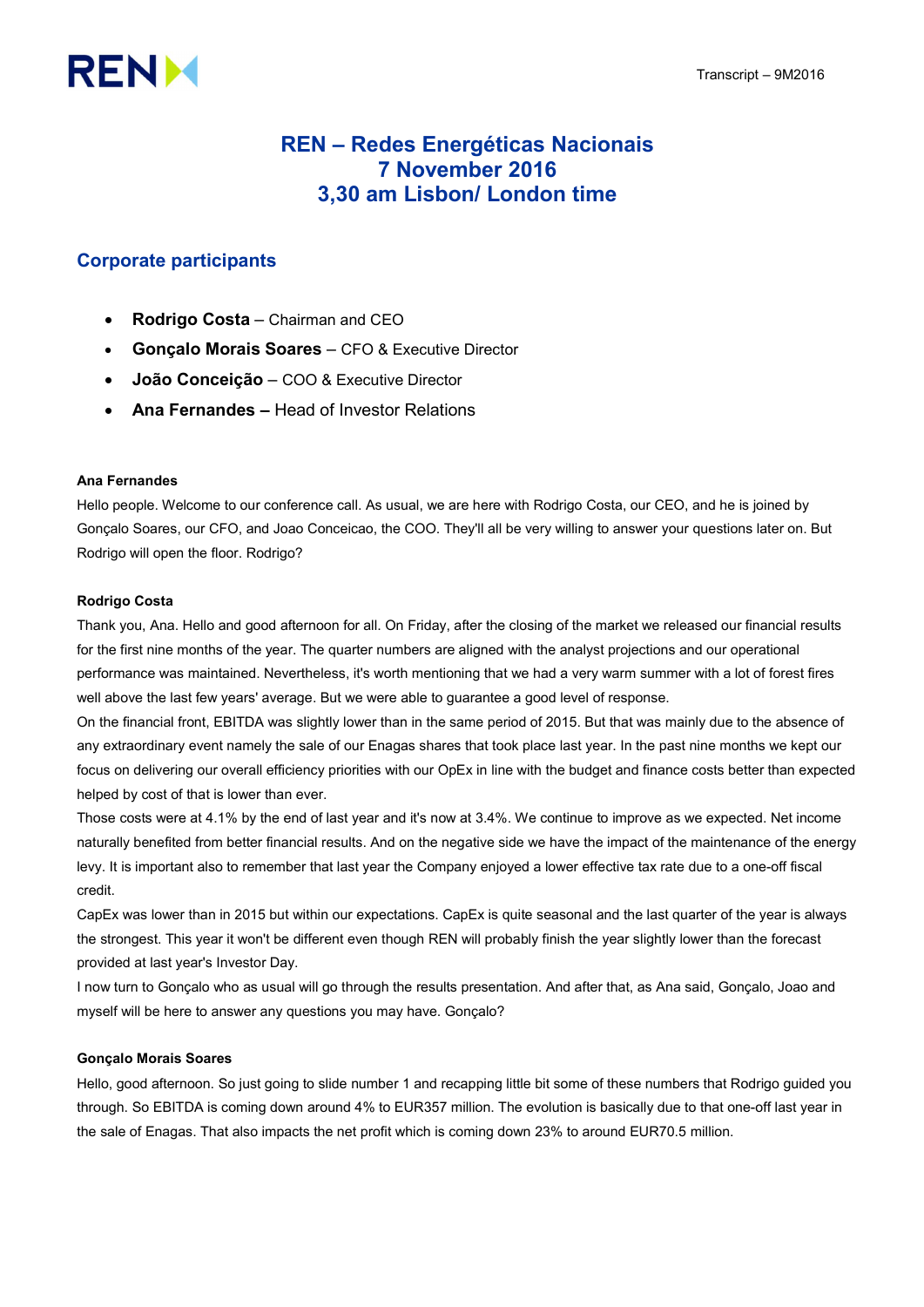# REN – Redes Energéticas Nacionais
# 7 November 2016
# 3,30 am Lisbon/ London time

## Corporate participants

- **Rodrigo Costa** – Chairman and CEO
- **Gonçalo Morais Soares** – CFO & Executive Director
- **João Conceição** – COO & Executive Director
- **Ana Fernandes –** Head of Investor Relations

**Ana Fernandes**

Hello people. Welcome to our conference call. As usual, we are here with Rodrigo Costa, our CEO, and he is joined by Gonçalo Soares, our CFO, and Joao Conceicao, the COO. They'll all be very willing to answer your questions later on. But Rodrigo will open the floor. Rodrigo?

**Rodrigo Costa**

Thank you, Ana. Hello and good afternoon for all. On Friday, after the closing of the market we released our financial results for the first nine months of the year. The quarter numbers are aligned with the analyst projections and our operational performance was maintained. Nevertheless, it's worth mentioning that we had a very warm summer with a lot of forest fires well above the last few years' average. But we were able to guarantee a good level of response.

On the financial front, EBITDA was slightly lower than in the same period of 2015. But that was mainly due to the absence of any extraordinary event namely the sale of our Enagas shares that took place last year. In the past nine months we kept our focus on delivering our overall efficiency priorities with our OpEx in line with the budget and finance costs better than expected helped by cost of that is lower than ever.

Those costs were at 4.1% by the end of last year and it's now at 3.4%. We continue to improve as we expected. Net income naturally benefited from better financial results. And on the negative side we have the impact of the maintenance of the energy levy. It is important also to remember that last year the Company enjoyed a lower effective tax rate due to a one-off fiscal credit.

CapEx was lower than in 2015 but within our expectations. CapEx is quite seasonal and the last quarter of the year is always the strongest. This year it won't be different even though REN will probably finish the year slightly lower than the forecast provided at last year's Investor Day.

I now turn to Gonçalo who as usual will go through the results presentation. And after that, as Ana said, Gonçalo, Joao and myself will be here to answer any questions you may have. Gonçalo?

**Gonçalo Morais Soares**

Hello, good afternoon. So just going to slide number 1 and recapping little bit some of these numbers that Rodrigo guided you through. So EBITDA is coming down around 4% to EUR357 million. The evolution is basically due to that one-off last year in the sale of Enagas. That also impacts the net profit which is coming down 23% to around EUR70.5 million.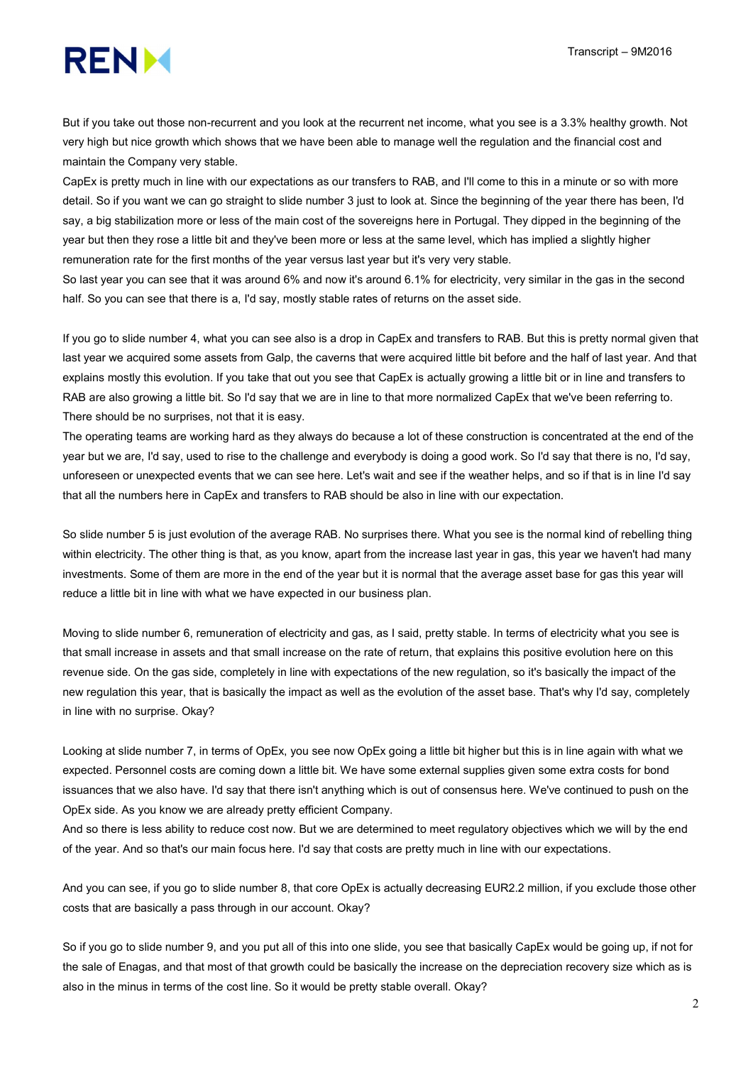But if you take out those non-recurrent and you look at the recurrent net income, what you see is a 3.3% healthy growth. Not very high but nice growth which shows that we have been able to manage well the regulation and the financial cost and maintain the Company very stable.

CapEx is pretty much in line with our expectations as our transfers to RAB, and I'll come to this in a minute or so with more detail. So if you want we can go straight to slide number 3 just to look at. Since the beginning of the year there has been, I'd say, a big stabilization more or less of the main cost of the sovereigns here in Portugal. They dipped in the beginning of the year but then they rose a little bit and they've been more or less at the same level, which has implied a slightly higher remuneration rate for the first months of the year versus last year but it's very very stable.

So last year you can see that it was around 6% and now it's around 6.1% for electricity, very similar in the gas in the second half. So you can see that there is a, I'd say, mostly stable rates of returns on the asset side.

If you go to slide number 4, what you can see also is a drop in CapEx and transfers to RAB. But this is pretty normal given that last year we acquired some assets from Galp, the caverns that were acquired little bit before and the half of last year. And that explains mostly this evolution. If you take that out you see that CapEx is actually growing a little bit or in line and transfers to RAB are also growing a little bit. So I'd say that we are in line to that more normalized CapEx that we've been referring to. There should be no surprises, not that it is easy.

The operating teams are working hard as they always do because a lot of these construction is concentrated at the end of the year but we are, I'd say, used to rise to the challenge and everybody is doing a good work. So I'd say that there is no, I'd say, unforeseen or unexpected events that we can see here. Let's wait and see if the weather helps, and so if that is in line I'd say that all the numbers here in CapEx and transfers to RAB should be also in line with our expectation.

So slide number 5 is just evolution of the average RAB. No surprises there. What you see is the normal kind of rebelling thing within electricity. The other thing is that, as you know, apart from the increase last year in gas, this year we haven't had many investments. Some of them are more in the end of the year but it is normal that the average asset base for gas this year will reduce a little bit in line with what we have expected in our business plan.

Moving to slide number 6, remuneration of electricity and gas, as I said, pretty stable. In terms of electricity what you see is that small increase in assets and that small increase on the rate of return, that explains this positive evolution here on this revenue side. On the gas side, completely in line with expectations of the new regulation, so it's basically the impact of the new regulation this year, that is basically the impact as well as the evolution of the asset base. That's why I'd say, completely in line with no surprise. Okay?

Looking at slide number 7, in terms of OpEx, you see now OpEx going a little bit higher but this is in line again with what we expected. Personnel costs are coming down a little bit. We have some external supplies given some extra costs for bond issuances that we also have. I'd say that there isn't anything which is out of consensus here. We've continued to push on the OpEx side. As you know we are already pretty efficient Company.

And so there is less ability to reduce cost now. But we are determined to meet regulatory objectives which we will by the end of the year. And so that's our main focus here. I'd say that costs are pretty much in line with our expectations.

And you can see, if you go to slide number 8, that core OpEx is actually decreasing EUR2.2 million, if you exclude those other costs that are basically a pass through in our account. Okay?

So if you go to slide number 9, and you put all of this into one slide, you see that basically CapEx would be going up, if not for the sale of Enagas, and that most of that growth could be basically the increase on the depreciation recovery size which as is also in the minus in terms of the cost line. So it would be pretty stable overall. Okay?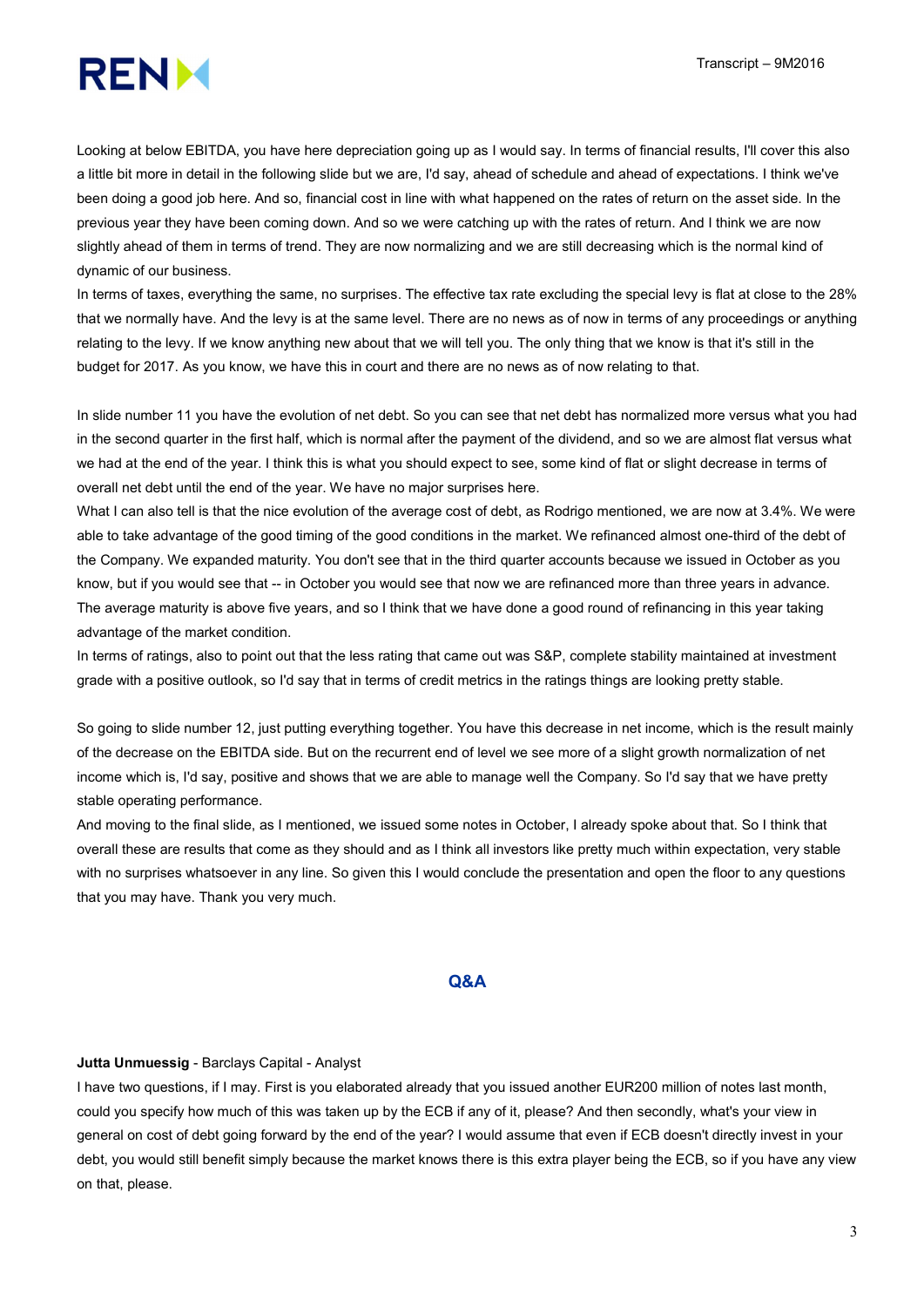Looking at below EBITDA, you have here depreciation going up as I would say. In terms of financial results, I'll cover this also a little bit more in detail in the following slide but we are, I'd say, ahead of schedule and ahead of expectations. I think we've been doing a good job here. And so, financial cost in line with what happened on the rates of return on the asset side. In the previous year they have been coming down. And so we were catching up with the rates of return. And I think we are now slightly ahead of them in terms of trend. They are now normalizing and we are still decreasing which is the normal kind of dynamic of our business.

In terms of taxes, everything the same, no surprises. The effective tax rate excluding the special levy is flat at close to the 28% that we normally have. And the levy is at the same level. There are no news as of now in terms of any proceedings or anything relating to the levy. If we know anything new about that we will tell you. The only thing that we know is that it's still in the budget for 2017. As you know, we have this in court and there are no news as of now relating to that.

In slide number 11 you have the evolution of net debt. So you can see that net debt has normalized more versus what you had in the second quarter in the first half, which is normal after the payment of the dividend, and so we are almost flat versus what we had at the end of the year. I think this is what you should expect to see, some kind of flat or slight decrease in terms of overall net debt until the end of the year. We have no major surprises here.

What I can also tell is that the nice evolution of the average cost of debt, as Rodrigo mentioned, we are now at 3.4%. We were able to take advantage of the good timing of the good conditions in the market. We refinanced almost one-third of the debt of the Company. We expanded maturity. You don't see that in the third quarter accounts because we issued in October as you know, but if you would see that -- in October you would see that now we are refinanced more than three years in advance. The average maturity is above five years, and so I think that we have done a good round of refinancing in this year taking advantage of the market condition.

In terms of ratings, also to point out that the less rating that came out was S&P, complete stability maintained at investment grade with a positive outlook, so I'd say that in terms of credit metrics in the ratings things are looking pretty stable.

So going to slide number 12, just putting everything together. You have this decrease in net income, which is the result mainly of the decrease on the EBITDA side. But on the recurrent end of level we see more of a slight growth normalization of net income which is, I'd say, positive and shows that we are able to manage well the Company. So I'd say that we have pretty stable operating performance.

And moving to the final slide, as I mentioned, we issued some notes in October, I already spoke about that. So I think that overall these are results that come as they should and as I think all investors like pretty much within expectation, very stable with no surprises whatsoever in any line. So given this I would conclude the presentation and open the floor to any questions that you may have. Thank you very much.

## Q&A

**Jutta Unmuessig** - Barclays Capital - Analyst

I have two questions, if I may. First is you elaborated already that you issued another EUR200 million of notes last month, could you specify how much of this was taken up by the ECB if any of it, please? And then secondly, what's your view in general on cost of debt going forward by the end of the year? I would assume that even if ECB doesn't directly invest in your debt, you would still benefit simply because the market knows there is this extra player being the ECB, so if you have any view on that, please.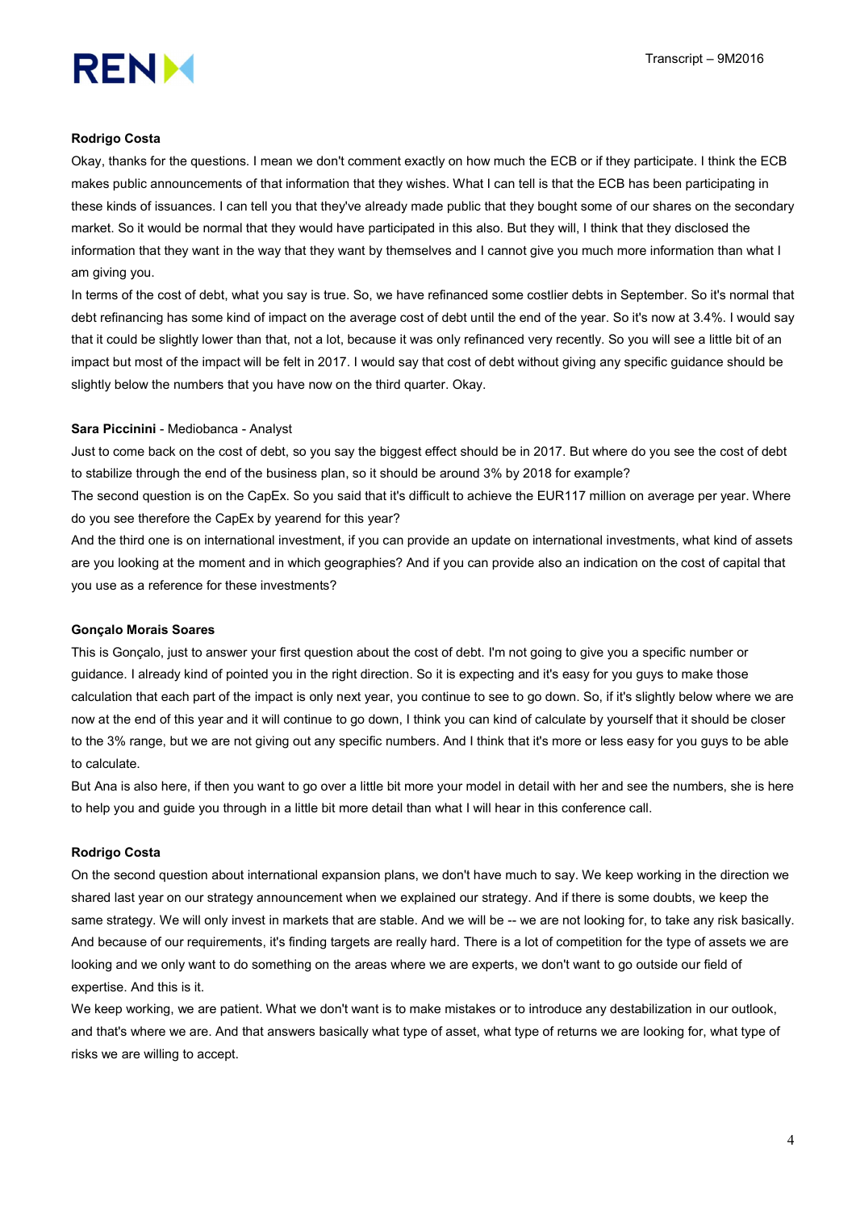**Rodrigo Costa**

Okay, thanks for the questions. I mean we don't comment exactly on how much the ECB or if they participate. I think the ECB makes public announcements of that information that they wishes. What I can tell is that the ECB has been participating in these kinds of issuances. I can tell you that they've already made public that they bought some of our shares on the secondary market. So it would be normal that they would have participated in this also. But they will, I think that they disclosed the information that they want in the way that they want by themselves and I cannot give you much more information than what I am giving you.

In terms of the cost of debt, what you say is true. So, we have refinanced some costlier debts in September. So it's normal that debt refinancing has some kind of impact on the average cost of debt until the end of the year. So it's now at 3.4%. I would say that it could be slightly lower than that, not a lot, because it was only refinanced very recently. So you will see a little bit of an impact but most of the impact will be felt in 2017. I would say that cost of debt without giving any specific guidance should be slightly below the numbers that you have now on the third quarter. Okay.

**Sara Piccinini** - Mediobanca - Analyst

Just to come back on the cost of debt, so you say the biggest effect should be in 2017. But where do you see the cost of debt to stabilize through the end of the business plan, so it should be around 3% by 2018 for example?

The second question is on the CapEx. So you said that it's difficult to achieve the EUR117 million on average per year. Where do you see therefore the CapEx by yearend for this year?

And the third one is on international investment, if you can provide an update on international investments, what kind of assets are you looking at the moment and in which geographies? And if you can provide also an indication on the cost of capital that you use as a reference for these investments?

**Gonçalo Morais Soares**

This is Gonçalo, just to answer your first question about the cost of debt. I'm not going to give you a specific number or guidance. I already kind of pointed you in the right direction. So it is expecting and it's easy for you guys to make those calculation that each part of the impact is only next year, you continue to see to go down. So, if it's slightly below where we are now at the end of this year and it will continue to go down, I think you can kind of calculate by yourself that it should be closer to the 3% range, but we are not giving out any specific numbers. And I think that it's more or less easy for you guys to be able to calculate.

But Ana is also here, if then you want to go over a little bit more your model in detail with her and see the numbers, she is here to help you and guide you through in a little bit more detail than what I will hear in this conference call.

**Rodrigo Costa**

On the second question about international expansion plans, we don't have much to say. We keep working in the direction we shared last year on our strategy announcement when we explained our strategy. And if there is some doubts, we keep the same strategy. We will only invest in markets that are stable. And we will be -- we are not looking for, to take any risk basically. And because of our requirements, it's finding targets are really hard. There is a lot of competition for the type of assets we are looking and we only want to do something on the areas where we are experts, we don't want to go outside our field of expertise. And this is it.

We keep working, we are patient. What we don't want is to make mistakes or to introduce any destabilization in our outlook, and that's where we are. And that answers basically what type of asset, what type of returns we are looking for, what type of risks we are willing to accept.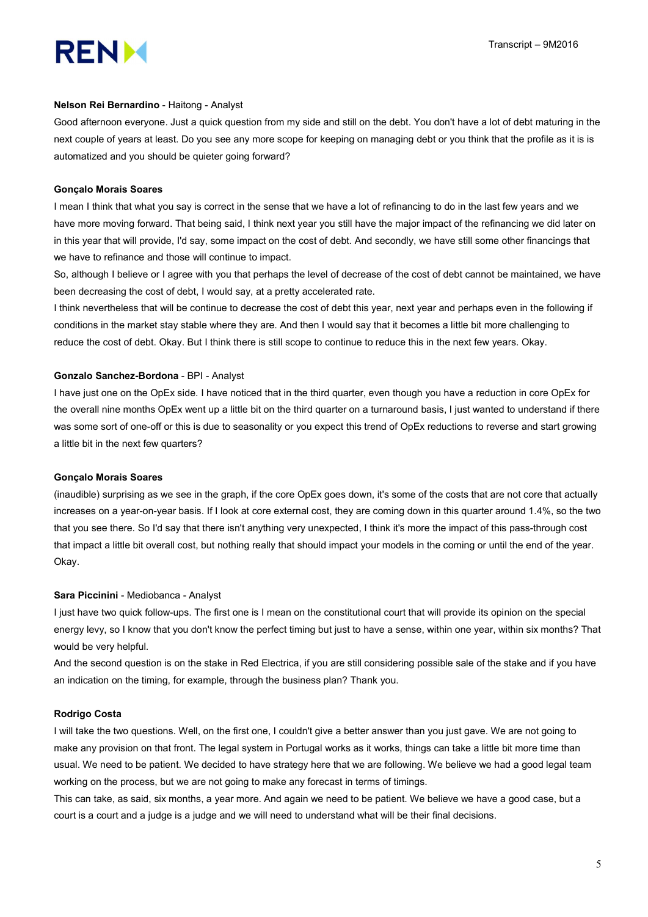**Nelson Rei Bernardino** - Haitong - Analyst

Good afternoon everyone. Just a quick question from my side and still on the debt. You don't have a lot of debt maturing in the next couple of years at least. Do you see any more scope for keeping on managing debt or you think that the profile as it is is automatized and you should be quieter going forward?

**Gonçalo Morais Soares**

I mean I think that what you say is correct in the sense that we have a lot of refinancing to do in the last few years and we have more moving forward. That being said, I think next year you still have the major impact of the refinancing we did later on in this year that will provide, I'd say, some impact on the cost of debt. And secondly, we have still some other financings that we have to refinance and those will continue to impact.

So, although I believe or I agree with you that perhaps the level of decrease of the cost of debt cannot be maintained, we have been decreasing the cost of debt, I would say, at a pretty accelerated rate.

I think nevertheless that will be continue to decrease the cost of debt this year, next year and perhaps even in the following if conditions in the market stay stable where they are. And then I would say that it becomes a little bit more challenging to reduce the cost of debt. Okay. But I think there is still scope to continue to reduce this in the next few years. Okay.

**Gonzalo Sanchez-Bordona** - BPI - Analyst

I have just one on the OpEx side. I have noticed that in the third quarter, even though you have a reduction in core OpEx for the overall nine months OpEx went up a little bit on the third quarter on a turnaround basis, I just wanted to understand if there was some sort of one-off or this is due to seasonality or you expect this trend of OpEx reductions to reverse and start growing a little bit in the next few quarters?

**Gonçalo Morais Soares**

(inaudible) surprising as we see in the graph, if the core OpEx goes down, it's some of the costs that are not core that actually increases on a year-on-year basis. If I look at core external cost, they are coming down in this quarter around 1.4%, so the two that you see there. So I'd say that there isn't anything very unexpected, I think it's more the impact of this pass-through cost that impact a little bit overall cost, but nothing really that should impact your models in the coming or until the end of the year. Okay.

**Sara Piccinini** - Mediobanca - Analyst

I just have two quick follow-ups. The first one is I mean on the constitutional court that will provide its opinion on the special energy levy, so I know that you don't know the perfect timing but just to have a sense, within one year, within six months? That would be very helpful.

And the second question is on the stake in Red Electrica, if you are still considering possible sale of the stake and if you have an indication on the timing, for example, through the business plan? Thank you.

**Rodrigo Costa**

I will take the two questions. Well, on the first one, I couldn't give a better answer than you just gave. We are not going to make any provision on that front. The legal system in Portugal works as it works, things can take a little bit more time than usual. We need to be patient. We decided to have strategy here that we are following. We believe we had a good legal team working on the process, but we are not going to make any forecast in terms of timings.

This can take, as said, six months, a year more. And again we need to be patient. We believe we have a good case, but a court is a court and a judge is a judge and we will need to understand what will be their final decisions.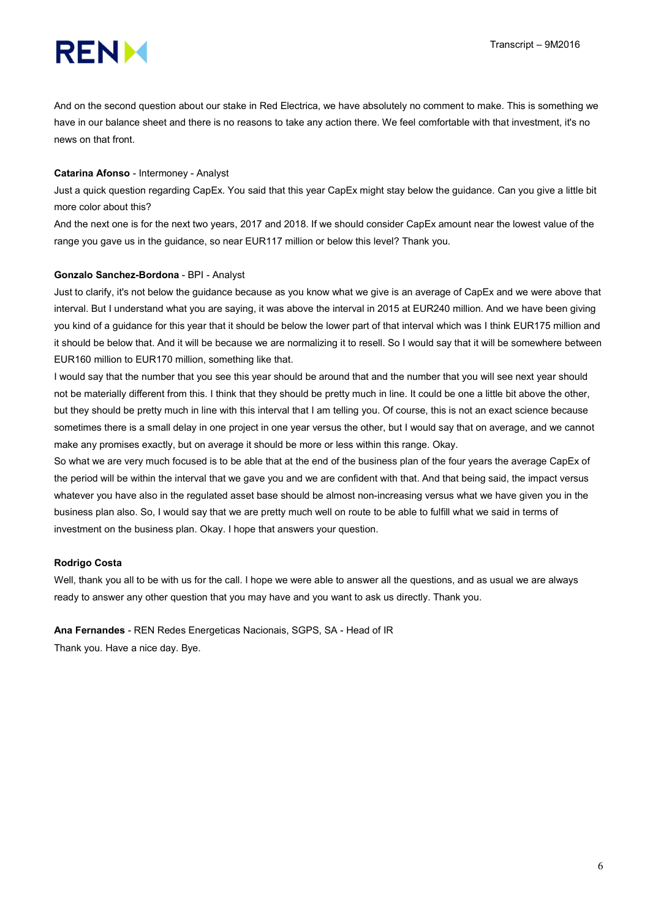And on the second question about our stake in Red Electrica, we have absolutely no comment to make. This is something we have in our balance sheet and there is no reasons to take any action there. We feel comfortable with that investment, it's no news on that front.

**Catarina Afonso** - Intermoney - Analyst

Just a quick question regarding CapEx. You said that this year CapEx might stay below the guidance. Can you give a little bit more color about this?

And the next one is for the next two years, 2017 and 2018. If we should consider CapEx amount near the lowest value of the range you gave us in the guidance, so near EUR117 million or below this level? Thank you.

**Gonzalo Sanchez-Bordona** - BPI - Analyst

Just to clarify, it's not below the guidance because as you know what we give is an average of CapEx and we were above that interval. But I understand what you are saying, it was above the interval in 2015 at EUR240 million. And we have been giving you kind of a guidance for this year that it should be below the lower part of that interval which was I think EUR175 million and it should be below that. And it will be because we are normalizing it to resell. So I would say that it will be somewhere between EUR160 million to EUR170 million, something like that.

I would say that the number that you see this year should be around that and the number that you will see next year should not be materially different from this. I think that they should be pretty much in line. It could be one a little bit above the other, but they should be pretty much in line with this interval that I am telling you. Of course, this is not an exact science because sometimes there is a small delay in one project in one year versus the other, but I would say that on average, and we cannot make any promises exactly, but on average it should be more or less within this range. Okay.

So what we are very much focused is to be able that at the end of the business plan of the four years the average CapEx of the period will be within the interval that we gave you and we are confident with that. And that being said, the impact versus whatever you have also in the regulated asset base should be almost non-increasing versus what we have given you in the business plan also. So, I would say that we are pretty much well on route to be able to fulfill what we said in terms of investment on the business plan. Okay. I hope that answers your question.

**Rodrigo Costa**

Well, thank you all to be with us for the call. I hope we were able to answer all the questions, and as usual we are always ready to answer any other question that you may have and you want to ask us directly. Thank you.

**Ana Fernandes** - REN Redes Energeticas Nacionais, SGPS, SA - Head of IR

Thank you. Have a nice day. Bye.